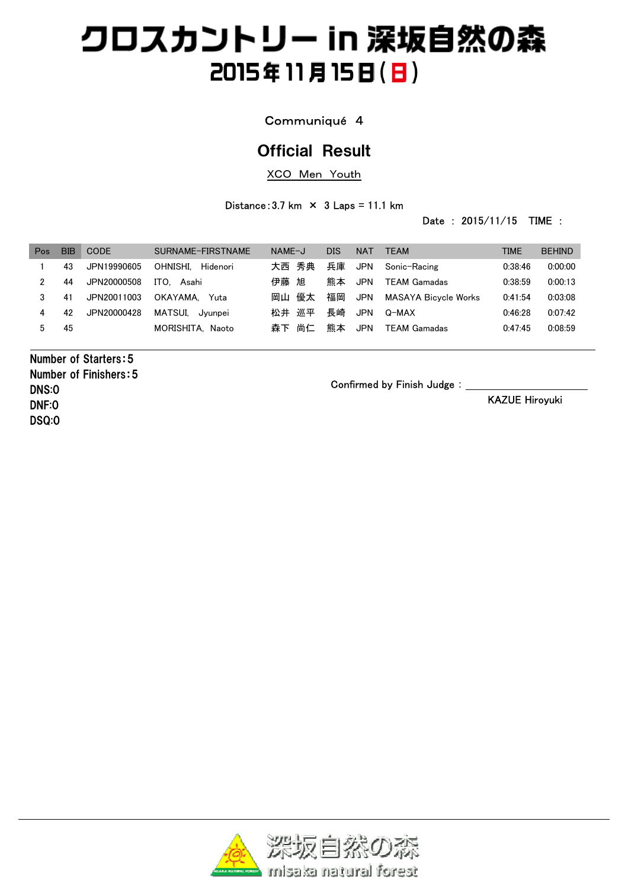# クロスカントリー in 深坂自然の森

## 2015年11月15日(日)

Communiqué 4

## Official Result

XCO Men Youth

Distance：3.7 km × 3 Laps = 11.1 km

Date ： 2015/11/15 TIME ：

| Pos | BIB | CODE | SURNAME-FIRSTNAME | NAME-J | DIS | NAT | TEAM | TIME | BEHIND |
|---|---|---|---|---|---|---|---|---|---|
| 1 | 43 | JPN19990605 | OHNISHI, Hidenori | 大西 秀典 | 兵庫 | JPN | Sonic-Racing | 0:38:46 | 0:00:00 |
| 2 | 44 | JPN20000508 | ITO, Asahi | 伊藤 旭 | 熊本 | JPN | TEAM Gamadas | 0:38:59 | 0:00:13 |
| 3 | 41 | JPN20011003 | OKAYAMA, Yuta | 岡山 優太 | 福岡 | JPN | MASAYA Bicycle Works | 0:41:54 | 0:03:08 |
| 4 | 42 | JPN20000428 | MATSUI, Jyunpei | 松井 巡平 | 長崎 | JPN | Q-MAX | 0:46:28 | 0:07:42 |
| 5 | 45 | | MORISHITA, Naoto | 森下 尚仁 | 熊本 | JPN | TEAM Gamadas | 0:47:45 | 0:08:59 |

**Number of Starters：5**
**Number of Finishers：5**
**DNS:0**
**DNF:0**
**DSQ:0**

Confirmed by Finish Judge ： ____________________

KAZUE Hiroyuki

深坂自然の森
misaka natural forest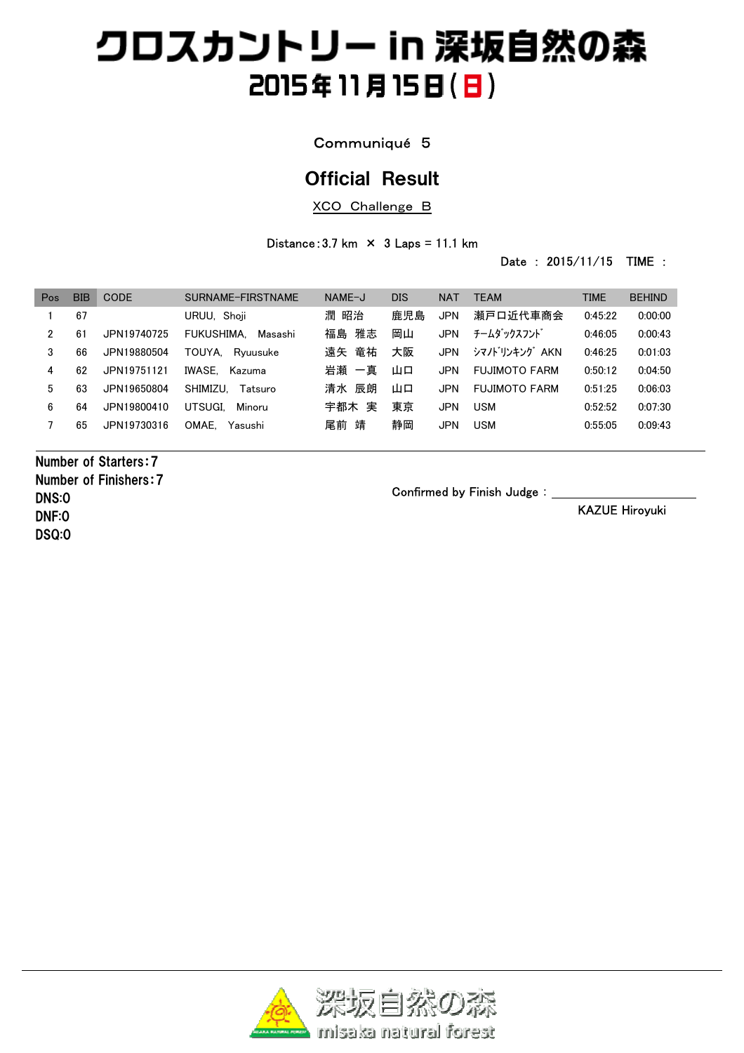# クロスカントリー in 深坂自然の森

## 2015年11月15日(日)

Communiqué 5

## Official Result

XCO Challenge B

Distance:3.7 km × 3 Laps = 11.1 km

Date : 2015/11/15 TIME :

| Pos | BIB | CODE | SURNAME-FIRSTNAME | NAME-J | DIS | NAT | TEAM | TIME | BEHIND |
|---|---|---|---|---|---|---|---|---|---|
| 1 | 67 | | URUU, Shoji | 潤 昭治 | 鹿児島 | JPN | 瀬戸口近代車商会 | 0:45:22 | 0:00:00 |
| 2 | 61 | JPN19740725 | FUKUSHIMA, Masashi | 福島 雅志 | 岡山 | JPN | ﾁｰﾑﾀﾞｯｸｽﾌﾝﾄﾞ | 0:46:05 | 0:00:43 |
| 3 | 66 | JPN19880504 | TOUYA, Ryuusuke | 遠矢 竜祐 | 大阪 | JPN | ｼﾏﾉﾄﾞﾘﾝｷﾝｸﾞ AKN | 0:46:25 | 0:01:03 |
| 4 | 62 | JPN19751121 | IWASE, Kazuma | 岩瀬 一真 | 山口 | JPN | FUJIMOTO FARM | 0:50:12 | 0:04:50 |
| 5 | 63 | JPN19650804 | SHIMIZU, Tatsuro | 清水 辰朗 | 山口 | JPN | FUJIMOTO FARM | 0:51:25 | 0:06:03 |
| 6 | 64 | JPN19800410 | UTSUGI, Minoru | 宇都木 実 | 東京 | JPN | USM | 0:52:52 | 0:07:30 |
| 7 | 65 | JPN19730316 | OMAE, Yasushi | 尾前 靖 | 静岡 | JPN | USM | 0:55:05 | 0:09:43 |

Number of Starters:7
Number of Finishers:7
DNS:0
DNF:0
DSQ:0

Confirmed by Finish Judge : ____________________

KAZUE Hiroyuki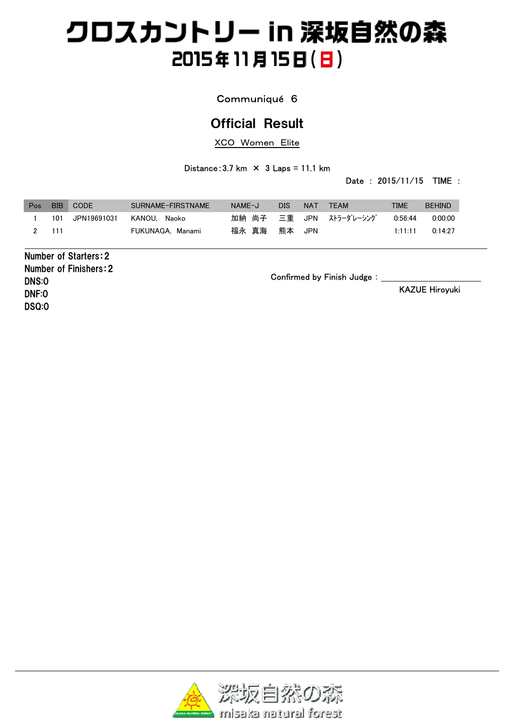# クロスカントリー in 深坂自然の森

## 2015年11月15日(日)

Communiqué 6

## Official Result

XCO Women Elite

Distance：3.7 km × 3 Laps = 11.1 km

Date : 2015/11/15 TIME :

| Pos | BIB | CODE | SURNAME-FIRSTNAME | NAME-J | DIS | NAT | TEAM | TIME | BEHIND |
|---|---|---|---|---|---|---|---|---|---|
| 1 | 101 | JPN19691031 | KANOU, Naoko | 加納 尚子 | 三重 | JPN | ｽﾄﾗｰﾀﾞﾚｰｼﾝｸﾞ | 0:56:44 | 0:00:00 |
| 2 | 111 | | FUKUNAGA, Manami | 福永 真海 | 熊本 | JPN | | 1:11:11 | 0:14:27 |

Number of Starters：2
Number of Finishers：2
DNS:0
DNF:0
DSQ:0

Confirmed by Finish Judge : ____________________

KAZUE Hiroyuki

深坂自然の森 misaka natural forest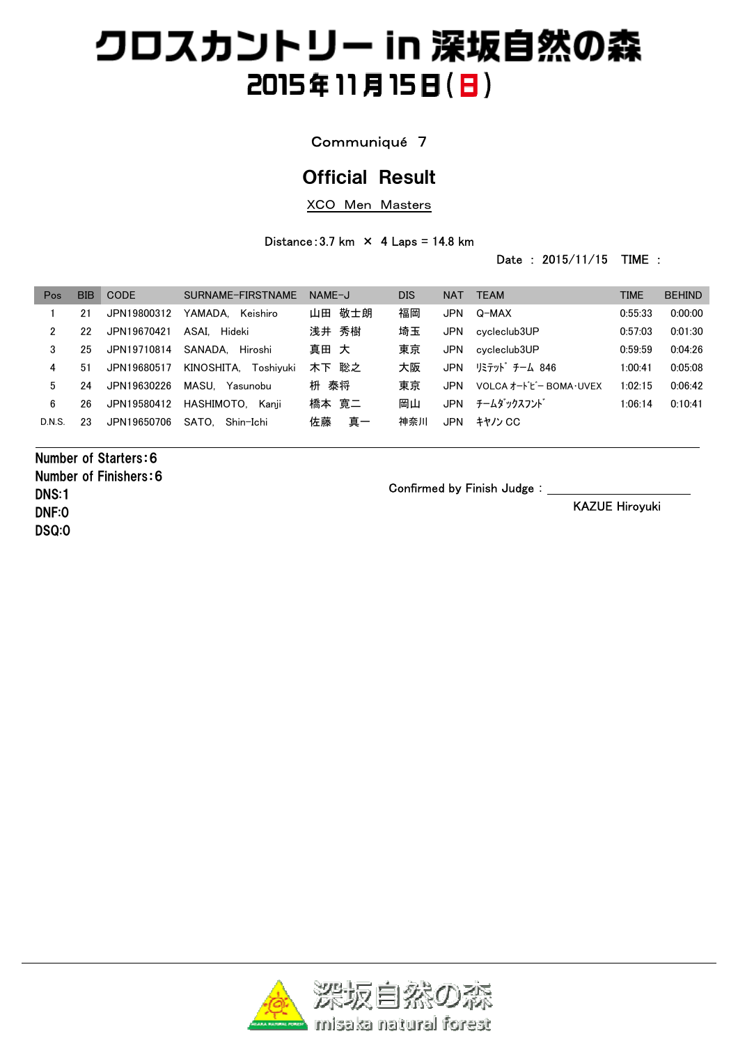# クロスカントリー in 深坂自然の森

## 2015年11月15日(日)

Communiqué 7

## Official Result

XCO Men Masters

Distance：3.7 km × 4 Laps = 14.8 km

Date ： 2015/11/15 TIME ：

| Pos | BIB | CODE | SURNAME-FIRSTNAME | NAME-J | DIS | NAT | TEAM | TIME | BEHIND |
|---|---|---|---|---|---|---|---|---|---|
| 1 | 21 | JPN19800312 | YAMADA, Keishiro | 山田 敬士朗 | 福岡 | JPN | Q-MAX | 0:55:33 | 0:00:00 |
| 2 | 22 | JPN19670421 | ASAI, Hideki | 浅井 秀樹 | 埼玉 | JPN | cycleclub3UP | 0:57:03 | 0:01:30 |
| 3 | 25 | JPN19710814 | SANADA, Hiroshi | 真田 大 | 東京 | JPN | cycleclub3UP | 0:59:59 | 0:04:26 |
| 4 | 51 | JPN19680517 | KINOSHITA, Toshiyuki | 木下 聡之 | 大阪 | JPN | ﾘﾐﾃｯﾄﾞ ﾁｰﾑ 846 | 1:00:41 | 0:05:08 |
| 5 | 24 | JPN19630226 | MASU, Yasunobu | 枡 泰将 | 東京 | JPN | VOLCA ｵｰﾄﾋﾞｰ BOMA･UVEX | 1:02:15 | 0:06:42 |
| 6 | 26 | JPN19580412 | HASHIMOTO, Kanji | 橋本 寛二 | 岡山 | JPN | ﾁｰﾑﾀﾞｯｸｽﾌﾝﾄﾞ | 1:06:14 | 0:10:41 |
| D.N.S. | 23 | JPN19650706 | SATO, Shin-Ichi | 佐藤 真一 | 神奈川 | JPN | ｷﾔﾉﾝ CC | | |

Number of Starters：6
Number of Finishers：6
DNS:1
DNF:0
DSQ:0

Confirmed by Finish Judge：

KAZUE Hiroyuki

深坂自然の森
misaka natural forest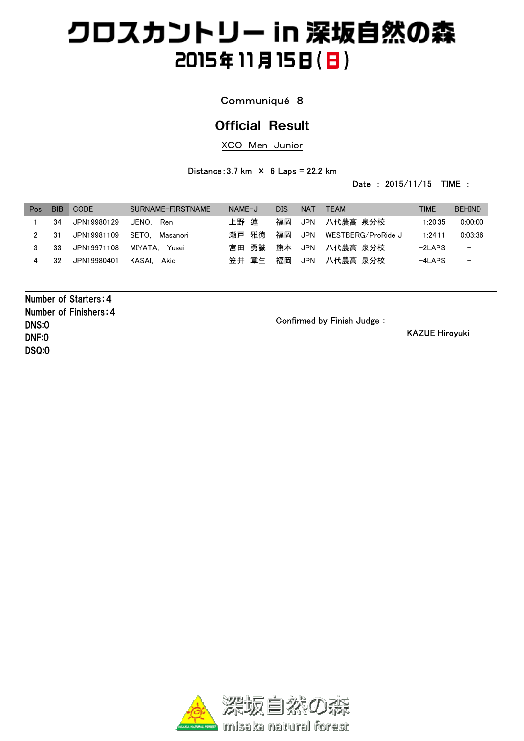# クロスカントリー in 深坂自然の森

## 2015年11月15日(日)

Communiqué 8

## Official Result

XCO Men Junior

Distance：3.7 km × 6 Laps = 22.2 km

Date : 2015/11/15 TIME :

| Pos | BIB | CODE | SURNAME-FIRSTNAME | NAME-J | DIS | NAT | TEAM | TIME | BEHIND |
|---|---|---|---|---|---|---|---|---|---|
| 1 | 34 | JPN19980129 | UENO, Ren | 上野 蓮 | 福岡 | JPN | 八代農高 泉分校 | 1:20:35 | 0:00:00 |
| 2 | 31 | JPN19981109 | SETO, Masanori | 瀬戸 雅徳 | 福岡 | JPN | WESTBERG/ProRide J | 1:24:11 | 0:03:36 |
| 3 | 33 | JPN19971108 | MIYATA, Yusei | 宮田 勇誠 | 熊本 | JPN | 八代農高 泉分校 | -2LAPS | - |
| 4 | 32 | JPN19980401 | KASAI, Akio | 笠井 章生 | 福岡 | JPN | 八代農高 泉分校 | -4LAPS | - |

Number of Starters：4
Number of Finishers：4
DNS:0
DNF:0
DSQ:0

Confirmed by Finish Judge : ____________________

KAZUE Hiroyuki

深坂自然の森
misaka natural forest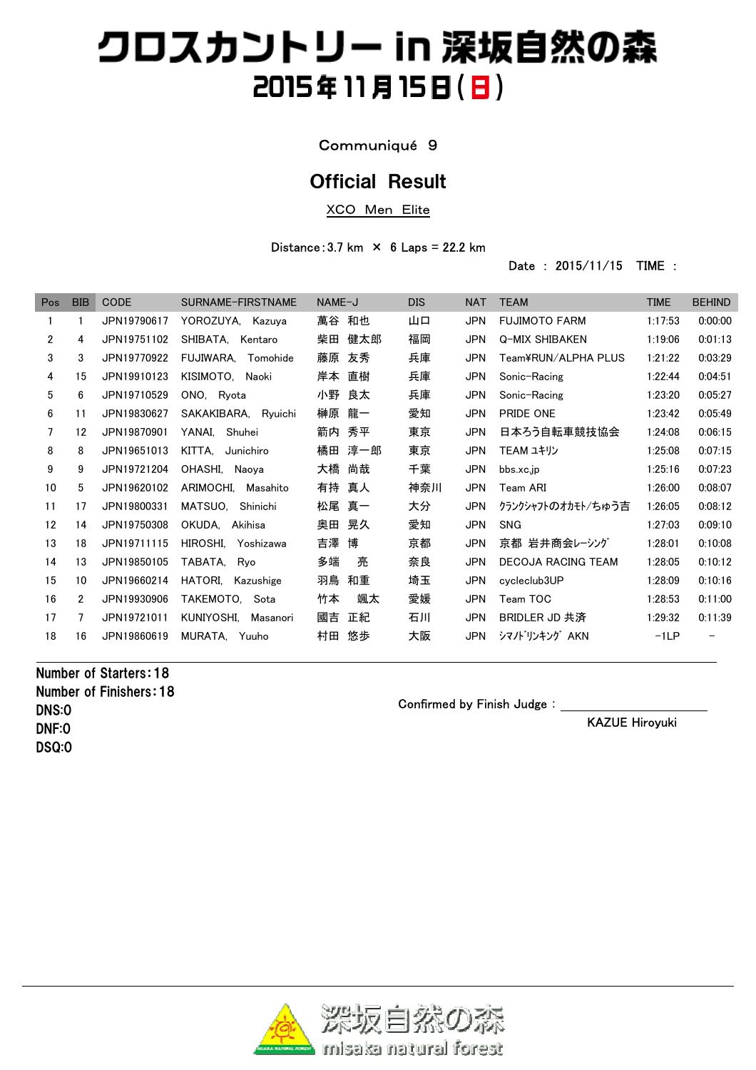# クロスカントリー in 深坂自然の森

## 2015年11月15日(日)

Communiqué 9

## Official Result

XCO Men Elite

Distance:3.7 km × 6 Laps = 22.2 km

Date : 2015/11/15 TIME :

| Pos | BIB | CODE | SURNAME-FIRSTNAME | NAME-J | DIS | NAT | TEAM | TIME | BEHIND |
|---|---|---|---|---|---|---|---|---|---|
| 1 | 1 | JPN19790617 | YOROZUYA, Kazuya | 萬谷 和也 | 山口 | JPN | FUJIMOTO FARM | 1:17:53 | 0:00:00 |
| 2 | 4 | JPN19751102 | SHIBATA, Kentaro | 柴田 健太郎 | 福岡 | JPN | Q-MIX SHIBAKEN | 1:19:06 | 0:01:13 |
| 3 | 3 | JPN19770922 | FUJIWARA, Tomohide | 藤原 友秀 | 兵庫 | JPN | Team¥RUN/ALPHA PLUS | 1:21:22 | 0:03:29 |
| 4 | 15 | JPN19910123 | KISIMOTO, Naoki | 岸本 直樹 | 兵庫 | JPN | Sonic-Racing | 1:22:44 | 0:04:51 |
| 5 | 6 | JPN19710529 | ONO, Ryota | 小野 良太 | 兵庫 | JPN | Sonic-Racing | 1:23:20 | 0:05:27 |
| 6 | 11 | JPN19830627 | SAKAKIBARA, Ryuichi | 榊原 龍一 | 愛知 | JPN | PRIDE ONE | 1:23:42 | 0:05:49 |
| 7 | 12 | JPN19870901 | YANAI, Shuhei | 箭内 秀平 | 東京 | JPN | 日本ろう自転車競技協会 | 1:24:08 | 0:06:15 |
| 8 | 8 | JPN19651013 | KITTA, Junichiro | 橘田 淳一郎 | 東京 | JPN | TEAM ﾕｷﾘﾝ | 1:25:08 | 0:07:15 |
| 9 | 9 | JPN19721204 | OHASHI, Naoya | 大橋 尚哉 | 千葉 | JPN | bbs.xc.jp | 1:25:16 | 0:07:23 |
| 10 | 5 | JPN19620102 | ARIMOCHI, Masahito | 有持 真人 | 神奈川 | JPN | Team ARI | 1:26:00 | 0:08:07 |
| 11 | 17 | JPN19800331 | MATSUO, Shinichi | 松尾 真一 | 大分 | JPN | ｸﾗﾝｸｼｬﾌﾄのｵｶﾓﾄ/ちゅう吉 | 1:26:05 | 0:08:12 |
| 12 | 14 | JPN19750308 | OKUDA, Akihisa | 奥田 晃久 | 愛知 | JPN | SNG | 1:27:03 | 0:09:10 |
| 13 | 18 | JPN19711115 | HIROSHI, Yoshizawa | 吉澤 博 | 京都 | JPN | 京都 岩井商会ﾚｰｼﾝｸﾞ | 1:28:01 | 0:10:08 |
| 14 | 13 | JPN19850105 | TABATA, Ryo | 多端 亮 | 奈良 | JPN | DECOJA RACING TEAM | 1:28:05 | 0:10:12 |
| 15 | 10 | JPN19660214 | HATORI, Kazushige | 羽鳥 和重 | 埼玉 | JPN | cycleclub3UP | 1:28:09 | 0:10:16 |
| 16 | 2 | JPN19930906 | TAKEMOTO, Sota | 竹本 颯太 | 愛媛 | JPN | Team TOC | 1:28:53 | 0:11:00 |
| 17 | 7 | JPN19721011 | KUNIYOSHI, Masanori | 國吉 正紀 | 石川 | JPN | BRIDLER JD 共済 | 1:29:32 | 0:11:39 |
| 18 | 16 | JPN19860619 | MURATA, Yuuho | 村田 悠歩 | 大阪 | JPN | ｼﾏﾉﾄﾞﾘﾝｷﾝｸﾞ AKN | -1LP | - |

Number of Starters:18
Number of Finishers:18
DNS:0
DNF:0
DSQ:0

Confirmed by Finish Judge : ____________________

KAZUE Hiroyuki

深坂自然の森
misaka natural forest